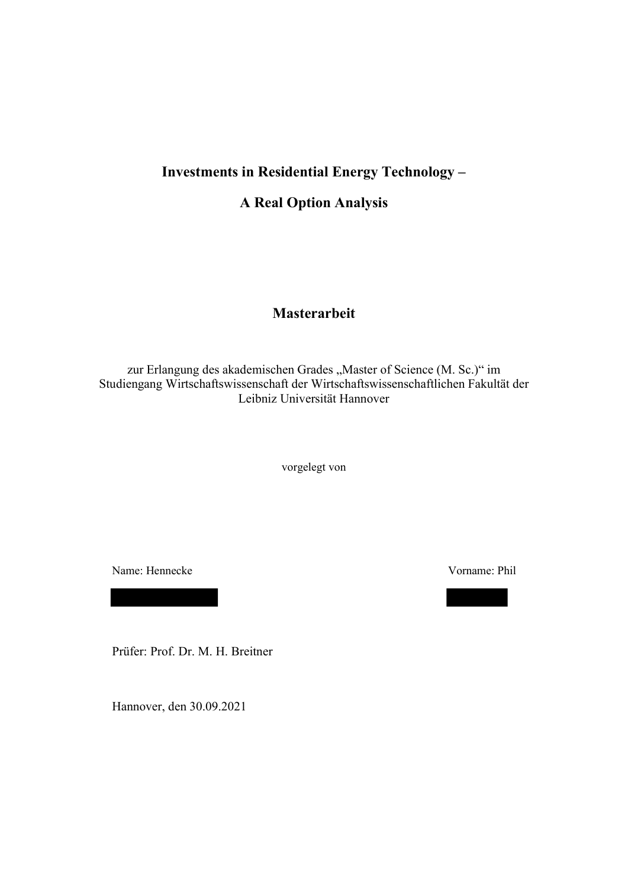# Investments in Residential Energy Technology –

# A Real Option Analysis

## Masterarbeit

zur Erlangung des akademischen Grades „Master of Science (M. Sc.)“ im Studiengang Wirtschaftswissenschaft der Wirtschaftswissenschaftlichen Fakultät der Leibniz Universität Hannover

vorgelegt von

Name: Hennecke

Vorname: Phil

Prüfer: Prof. Dr. M. H. Breitner

Hannover, den 30.09.2021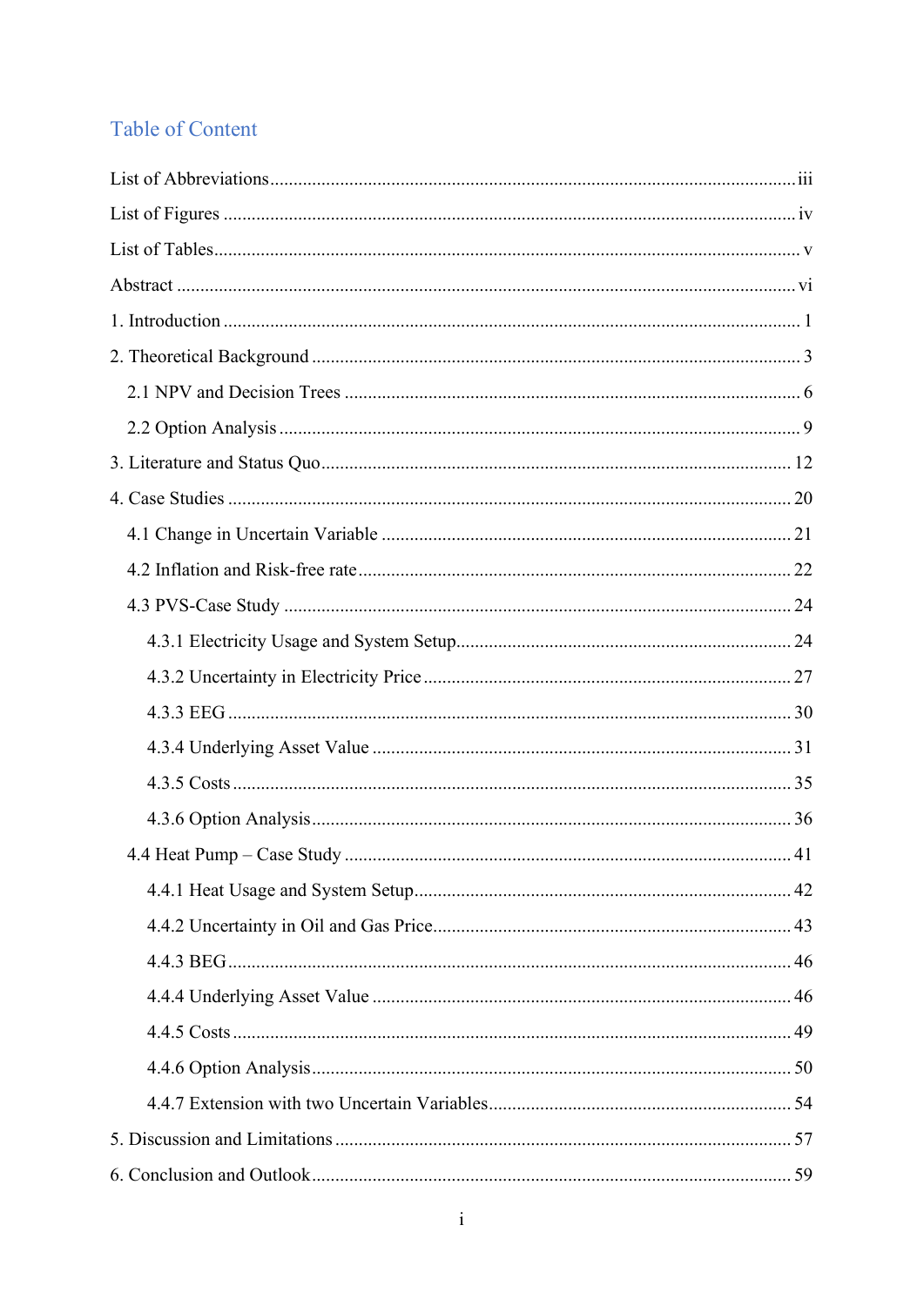# Table of Content

List of Abbreviations ... iii

List of Figures ... iv

List of Tables ... v

Abstract ... vi

1. Introduction ... 1

2. Theoretical Background ... 3

   2.1 NPV and Decision Trees ... 6

   2.2 Option Analysis ... 9

3. Literature and Status Quo ... 12

4. Case Studies ... 20

   4.1 Change in Uncertain Variable ... 21

   4.2 Inflation and Risk-free rate ... 22

   4.3 PVS-Case Study ... 24

      4.3.1 Electricity Usage and System Setup ... 24

      4.3.2 Uncertainty in Electricity Price ... 27

      4.3.3 EEG ... 30

      4.3.4 Underlying Asset Value ... 31

      4.3.5 Costs ... 35

      4.3.6 Option Analysis ... 36

   4.4 Heat Pump – Case Study ... 41

      4.4.1 Heat Usage and System Setup ... 42

      4.4.2 Uncertainty in Oil and Gas Price ... 43

      4.4.3 BEG ... 46

      4.4.4 Underlying Asset Value ... 46

      4.4.5 Costs ... 49

      4.4.6 Option Analysis ... 50

      4.4.7 Extension with two Uncertain Variables ... 54

5. Discussion and Limitations ... 57

6. Conclusion and Outlook ... 59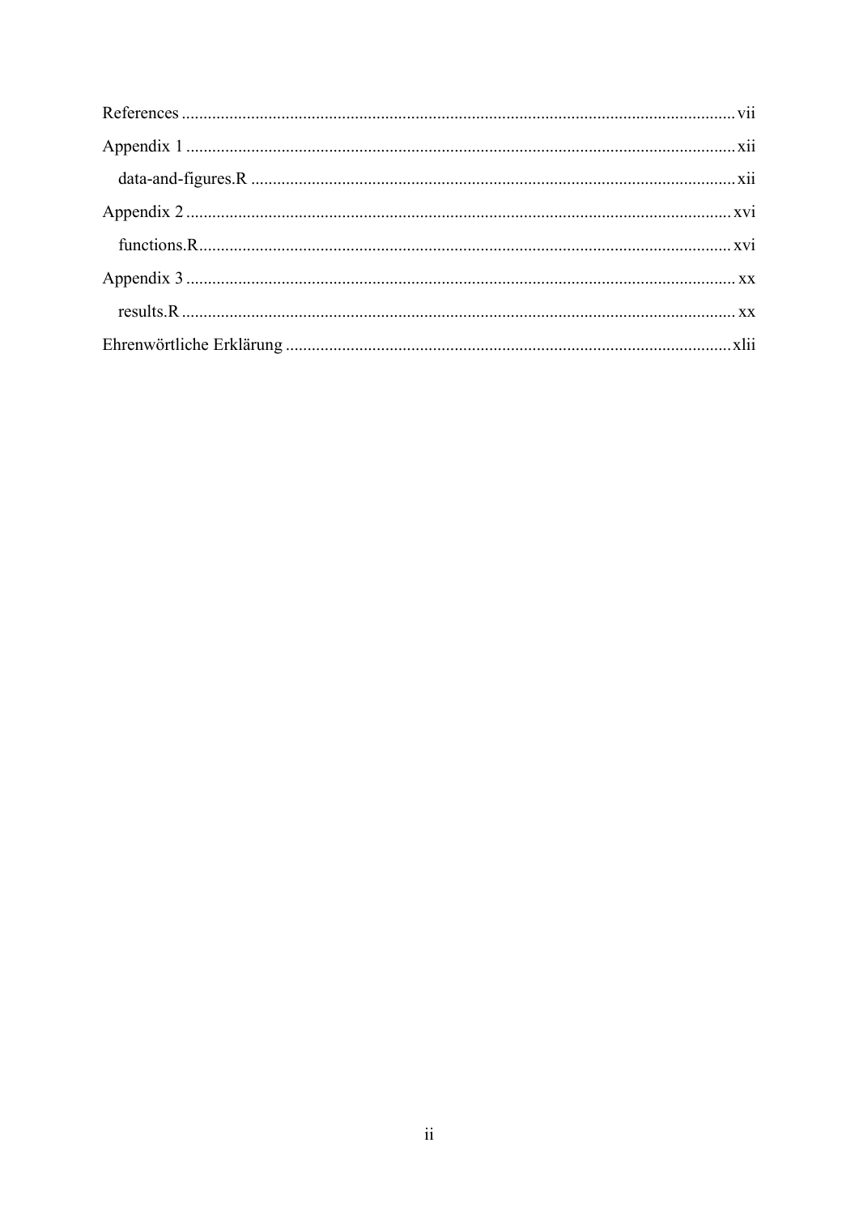References ............................................................................................................................ vii

Appendix 1 ........................................................................................................................... xii

    data-and-figures.R ............................................................................................................. xii

Appendix 2 ........................................................................................................................... xvi

    functions.R ......................................................................................................................... xvi

Appendix 3 ............................................................................................................................ xx

    results.R .............................................................................................................................. xx

Ehrenwörtliche Erklärung ..................................................................................................... xlii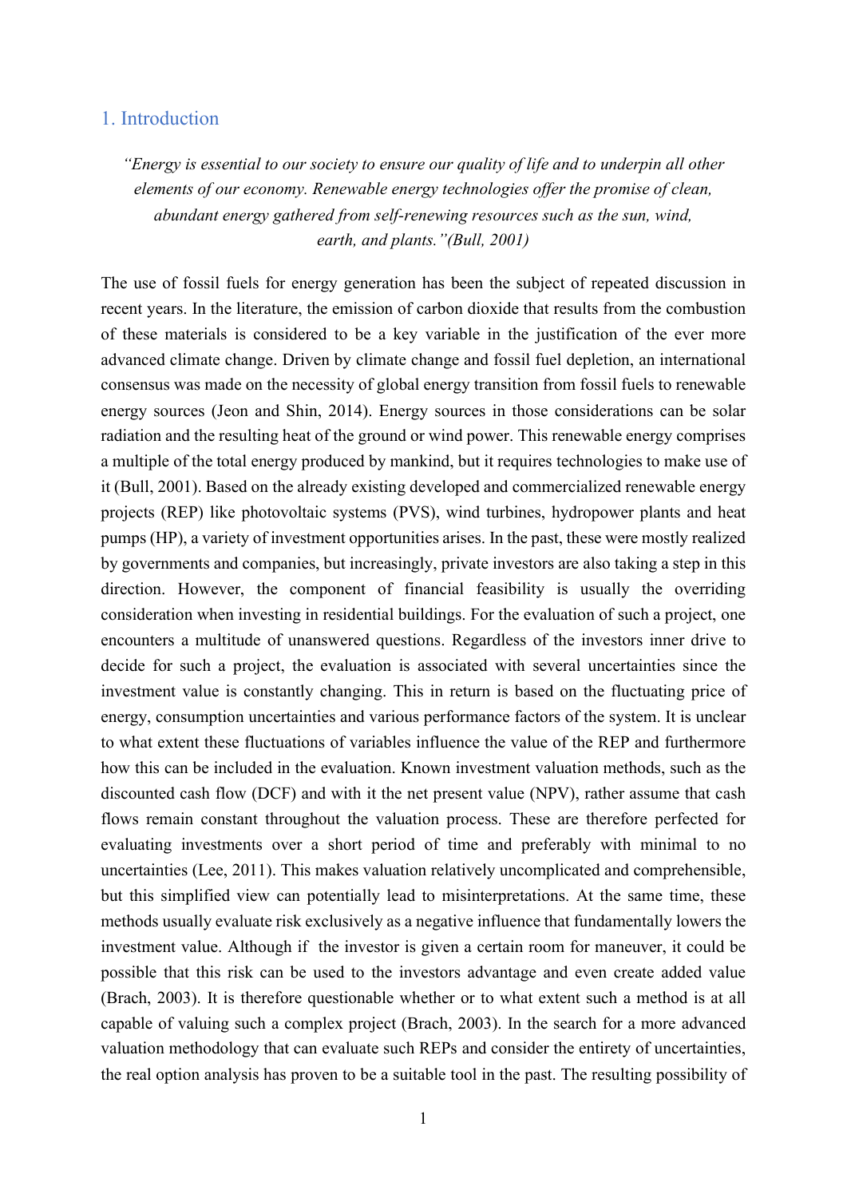# 1. Introduction

> *"Energy is essential to our society to ensure our quality of life and to underpin all other elements of our economy. Renewable energy technologies offer the promise of clean, abundant energy gathered from self-renewing resources such as the sun, wind, earth, and plants."(Bull, 2001)*

The use of fossil fuels for energy generation has been the subject of repeated discussion in recent years. In the literature, the emission of carbon dioxide that results from the combustion of these materials is considered to be a key variable in the justification of the ever more advanced climate change. Driven by climate change and fossil fuel depletion, an international consensus was made on the necessity of global energy transition from fossil fuels to renewable energy sources (Jeon and Shin, 2014). Energy sources in those considerations can be solar radiation and the resulting heat of the ground or wind power. This renewable energy comprises a multiple of the total energy produced by mankind, but it requires technologies to make use of it (Bull, 2001). Based on the already existing developed and commercialized renewable energy projects (REP) like photovoltaic systems (PVS), wind turbines, hydropower plants and heat pumps (HP), a variety of investment opportunities arises. In the past, these were mostly realized by governments and companies, but increasingly, private investors are also taking a step in this direction. However, the component of financial feasibility is usually the overriding consideration when investing in residential buildings. For the evaluation of such a project, one encounters a multitude of unanswered questions. Regardless of the investors inner drive to decide for such a project, the evaluation is associated with several uncertainties since the investment value is constantly changing. This in return is based on the fluctuating price of energy, consumption uncertainties and various performance factors of the system. It is unclear to what extent these fluctuations of variables influence the value of the REP and furthermore how this can be included in the evaluation. Known investment valuation methods, such as the discounted cash flow (DCF) and with it the net present value (NPV), rather assume that cash flows remain constant throughout the valuation process. These are therefore perfected for evaluating investments over a short period of time and preferably with minimal to no uncertainties (Lee, 2011). This makes valuation relatively uncomplicated and comprehensible, but this simplified view can potentially lead to misinterpretations. At the same time, these methods usually evaluate risk exclusively as a negative influence that fundamentally lowers the investment value. Although if the investor is given a certain room for maneuver, it could be possible that this risk can be used to the investors advantage and even create added value (Brach, 2003). It is therefore questionable whether or to what extent such a method is at all capable of valuing such a complex project (Brach, 2003). In the search for a more advanced valuation methodology that can evaluate such REPs and consider the entirety of uncertainties, the real option analysis has proven to be a suitable tool in the past. The resulting possibility of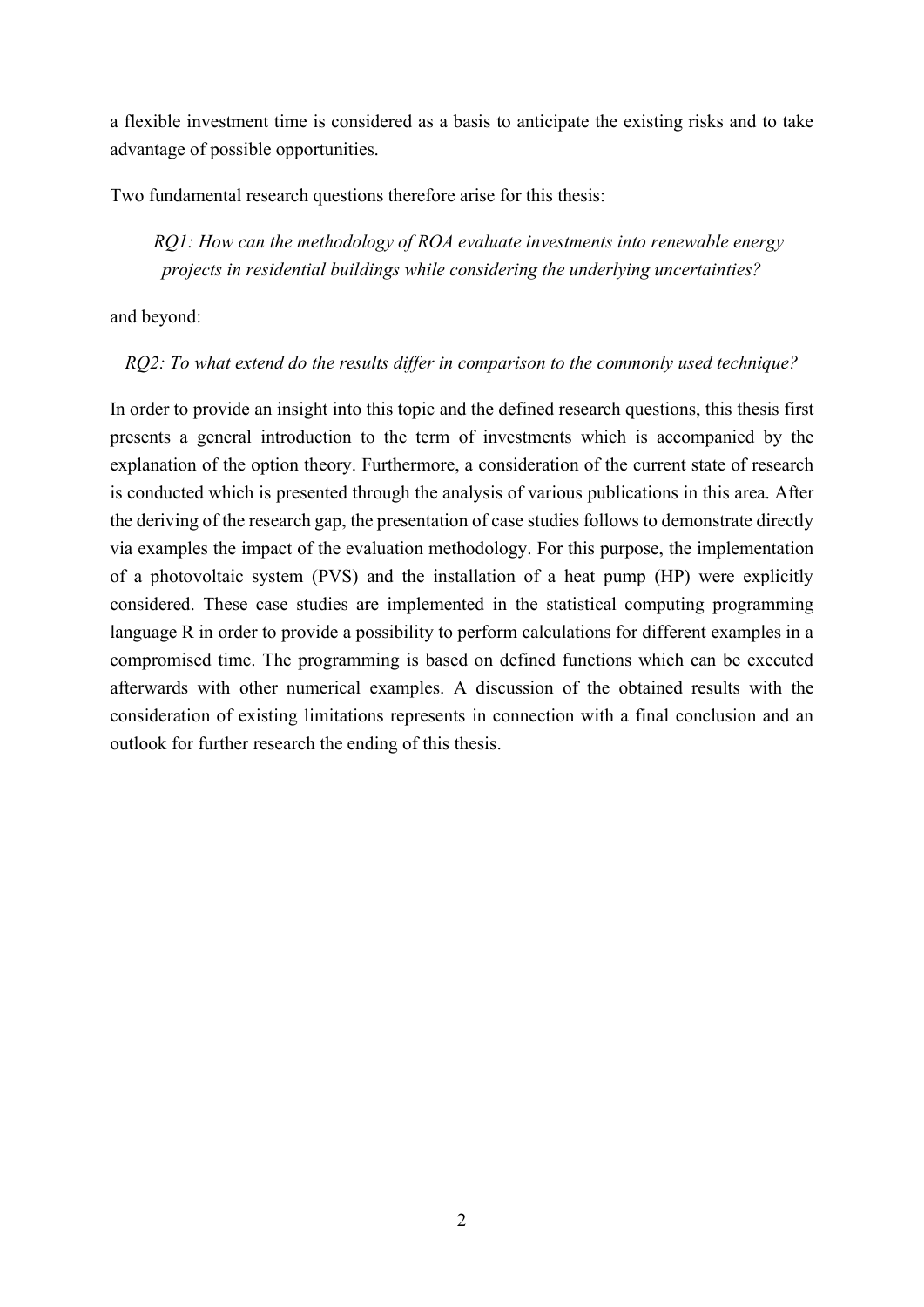a flexible investment time is considered as a basis to anticipate the existing risks and to take advantage of possible opportunities.

Two fundamental research questions therefore arise for this thesis:

*RQ1: How can the methodology of ROA evaluate investments into renewable energy projects in residential buildings while considering the underlying uncertainties?*

and beyond:

*RQ2: To what extend do the results differ in comparison to the commonly used technique?*

In order to provide an insight into this topic and the defined research questions, this thesis first presents a general introduction to the term of investments which is accompanied by the explanation of the option theory. Furthermore, a consideration of the current state of research is conducted which is presented through the analysis of various publications in this area. After the deriving of the research gap, the presentation of case studies follows to demonstrate directly via examples the impact of the evaluation methodology. For this purpose, the implementation of a photovoltaic system (PVS) and the installation of a heat pump (HP) were explicitly considered. These case studies are implemented in the statistical computing programming language R in order to provide a possibility to perform calculations for different examples in a compromised time. The programming is based on defined functions which can be executed afterwards with other numerical examples. A discussion of the obtained results with the consideration of existing limitations represents in connection with a final conclusion and an outlook for further research the ending of this thesis.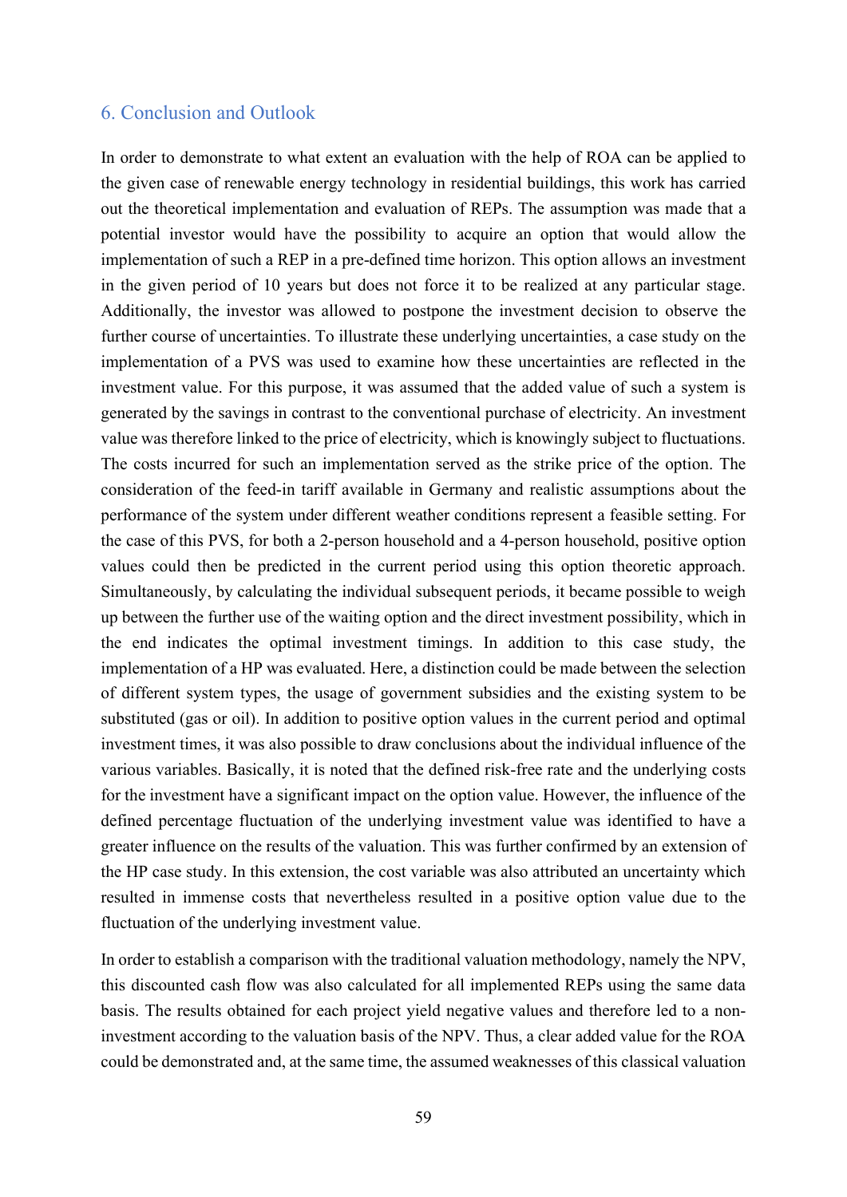## 6. Conclusion and Outlook

In order to demonstrate to what extent an evaluation with the help of ROA can be applied to the given case of renewable energy technology in residential buildings, this work has carried out the theoretical implementation and evaluation of REPs. The assumption was made that a potential investor would have the possibility to acquire an option that would allow the implementation of such a REP in a pre-defined time horizon. This option allows an investment in the given period of 10 years but does not force it to be realized at any particular stage. Additionally, the investor was allowed to postpone the investment decision to observe the further course of uncertainties. To illustrate these underlying uncertainties, a case study on the implementation of a PVS was used to examine how these uncertainties are reflected in the investment value. For this purpose, it was assumed that the added value of such a system is generated by the savings in contrast to the conventional purchase of electricity. An investment value was therefore linked to the price of electricity, which is knowingly subject to fluctuations. The costs incurred for such an implementation served as the strike price of the option. The consideration of the feed-in tariff available in Germany and realistic assumptions about the performance of the system under different weather conditions represent a feasible setting. For the case of this PVS, for both a 2-person household and a 4-person household, positive option values could then be predicted in the current period using this option theoretic approach. Simultaneously, by calculating the individual subsequent periods, it became possible to weigh up between the further use of the waiting option and the direct investment possibility, which in the end indicates the optimal investment timings. In addition to this case study, the implementation of a HP was evaluated. Here, a distinction could be made between the selection of different system types, the usage of government subsidies and the existing system to be substituted (gas or oil). In addition to positive option values in the current period and optimal investment times, it was also possible to draw conclusions about the individual influence of the various variables. Basically, it is noted that the defined risk-free rate and the underlying costs for the investment have a significant impact on the option value. However, the influence of the defined percentage fluctuation of the underlying investment value was identified to have a greater influence on the results of the valuation. This was further confirmed by an extension of the HP case study. In this extension, the cost variable was also attributed an uncertainty which resulted in immense costs that nevertheless resulted in a positive option value due to the fluctuation of the underlying investment value.

In order to establish a comparison with the traditional valuation methodology, namely the NPV, this discounted cash flow was also calculated for all implemented REPs using the same data basis. The results obtained for each project yield negative values and therefore led to a non-investment according to the valuation basis of the NPV. Thus, a clear added value for the ROA could be demonstrated and, at the same time, the assumed weaknesses of this classical valuation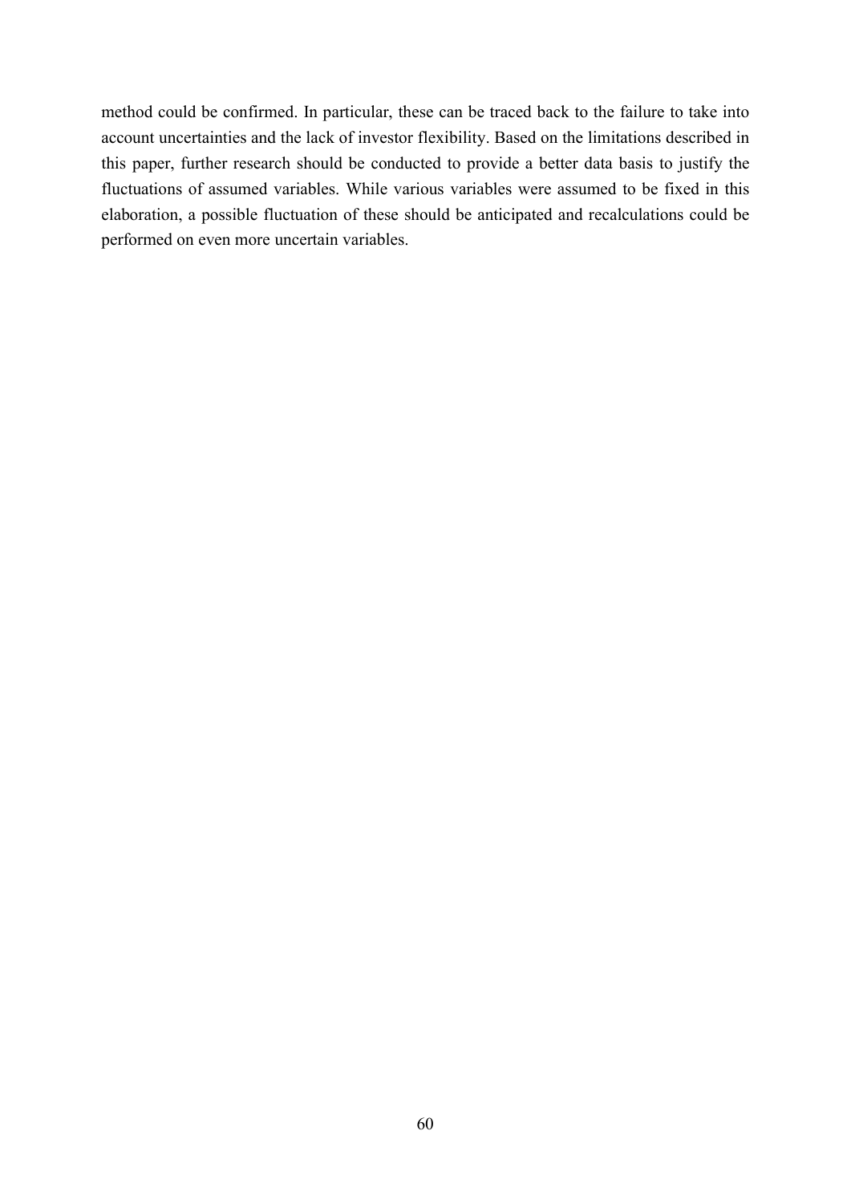method could be confirmed. In particular, these can be traced back to the failure to take into account uncertainties and the lack of investor flexibility. Based on the limitations described in this paper, further research should be conducted to provide a better data basis to justify the fluctuations of assumed variables. While various variables were assumed to be fixed in this elaboration, a possible fluctuation of these should be anticipated and recalculations could be performed on even more uncertain variables.